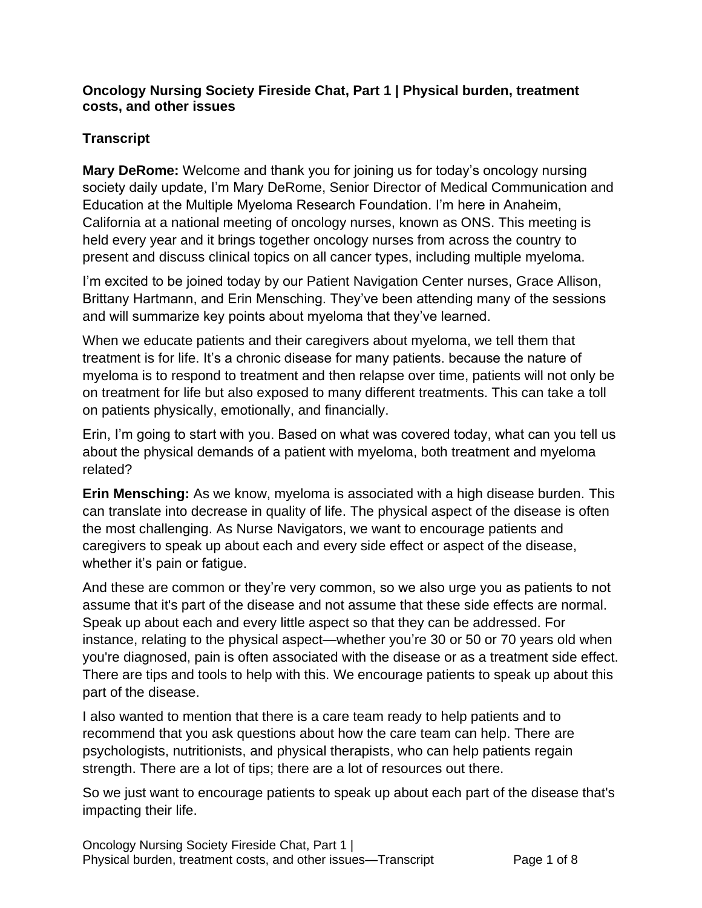**Oncology Nursing Society Fireside Chat, Part 1 | Physical burden, treatment costs, and other issues**

## Transcript

**Mary DeRome:** Welcome and thank you for joining us for today's oncology nursing society daily update, I'm Mary DeRome, Senior Director of Medical Communication and Education at the Multiple Myeloma Research Foundation. I'm here in Anaheim, California at a national meeting of oncology nurses, known as ONS. This meeting is held every year and it brings together oncology nurses from across the country to present and discuss clinical topics on all cancer types, including multiple myeloma.

I'm excited to be joined today by our Patient Navigation Center nurses, Grace Allison, Brittany Hartmann, and Erin Mensching. They've been attending many of the sessions and will summarize key points about myeloma that they've learned.

When we educate patients and their caregivers about myeloma, we tell them that treatment is for life. It's a chronic disease for many patients. because the nature of myeloma is to respond to treatment and then relapse over time, patients will not only be on treatment for life but also exposed to many different treatments. This can take a toll on patients physically, emotionally, and financially.

Erin, I'm going to start with you. Based on what was covered today, what can you tell us about the physical demands of a patient with myeloma, both treatment and myeloma related?

**Erin Mensching:** As we know, myeloma is associated with a high disease burden. This can translate into decrease in quality of life. The physical aspect of the disease is often the most challenging. As Nurse Navigators, we want to encourage patients and caregivers to speak up about each and every side effect or aspect of the disease, whether it's pain or fatigue.

And these are common or they're very common, so we also urge you as patients to not assume that it's part of the disease and not assume that these side effects are normal. Speak up about each and every little aspect so that they can be addressed. For instance, relating to the physical aspect—whether you're 30 or 50 or 70 years old when you're diagnosed, pain is often associated with the disease or as a treatment side effect. There are tips and tools to help with this. We encourage patients to speak up about this part of the disease.

I also wanted to mention that there is a care team ready to help patients and to recommend that you ask questions about how the care team can help. There are psychologists, nutritionists, and physical therapists, who can help patients regain strength. There are a lot of tips; there are a lot of resources out there.

So we just want to encourage patients to speak up about each part of the disease that's impacting their life.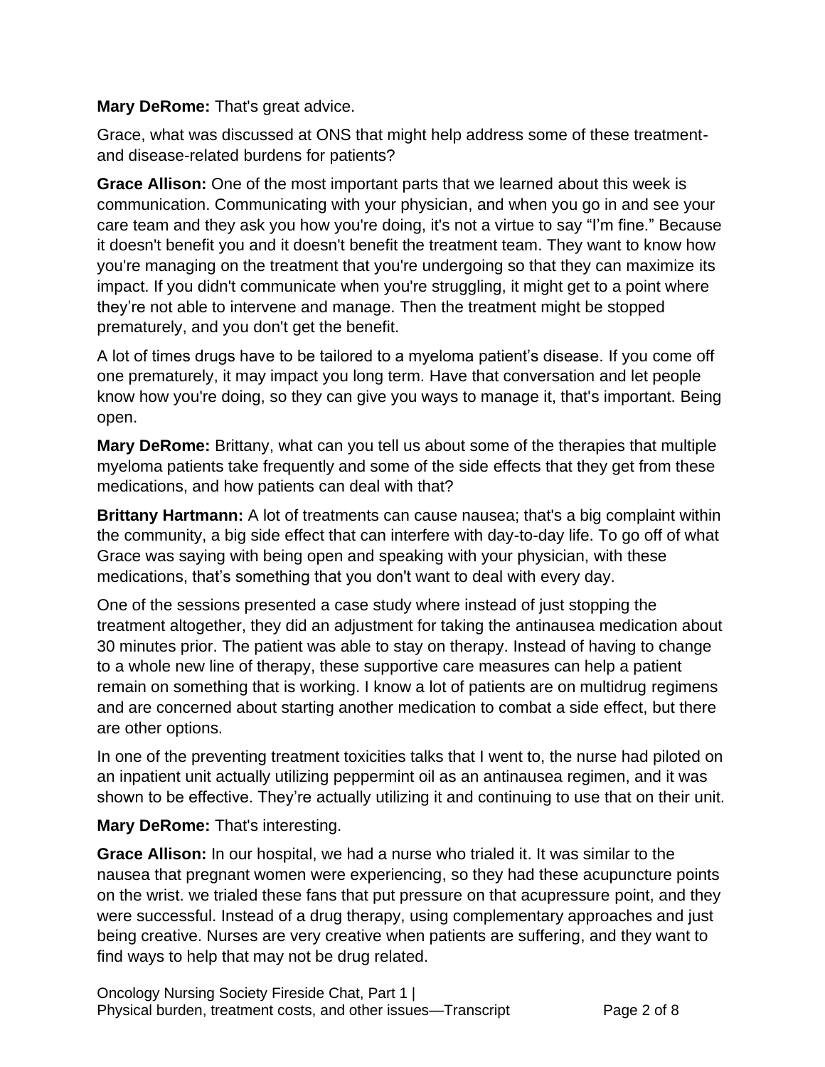**Mary DeRome:** That's great advice.

Grace, what was discussed at ONS that might help address some of these treatment- and disease-related burdens for patients?

**Grace Allison:** One of the most important parts that we learned about this week is communication. Communicating with your physician, and when you go in and see your care team and they ask you how you're doing, it's not a virtue to say "I'm fine." Because it doesn't benefit you and it doesn't benefit the treatment team. They want to know how you're managing on the treatment that you're undergoing so that they can maximize its impact. If you didn't communicate when you're struggling, it might get to a point where they're not able to intervene and manage. Then the treatment might be stopped prematurely, and you don't get the benefit.

A lot of times drugs have to be tailored to a myeloma patient's disease. If you come off one prematurely, it may impact you long term. Have that conversation and let people know how you're doing, so they can give you ways to manage it, that's important. Being open.

**Mary DeRome:** Brittany, what can you tell us about some of the therapies that multiple myeloma patients take frequently and some of the side effects that they get from these medications, and how patients can deal with that?

**Brittany Hartmann:** A lot of treatments can cause nausea; that's a big complaint within the community, a big side effect that can interfere with day-to-day life. To go off of what Grace was saying with being open and speaking with your physician, with these medications, that's something that you don't want to deal with every day.

One of the sessions presented a case study where instead of just stopping the treatment altogether, they did an adjustment for taking the antinausea medication about 30 minutes prior. The patient was able to stay on therapy. Instead of having to change to a whole new line of therapy, these supportive care measures can help a patient remain on something that is working. I know a lot of patients are on multidrug regimens and are concerned about starting another medication to combat a side effect, but there are other options.

In one of the preventing treatment toxicities talks that I went to, the nurse had piloted on an inpatient unit actually utilizing peppermint oil as an antinausea regimen, and it was shown to be effective. They're actually utilizing it and continuing to use that on their unit.

**Mary DeRome:** That's interesting.

**Grace Allison:** In our hospital, we had a nurse who trialed it. It was similar to the nausea that pregnant women were experiencing, so they had these acupuncture points on the wrist. we trialed these fans that put pressure on that acupressure point, and they were successful. Instead of a drug therapy, using complementary approaches and just being creative. Nurses are very creative when patients are suffering, and they want to find ways to help that may not be drug related.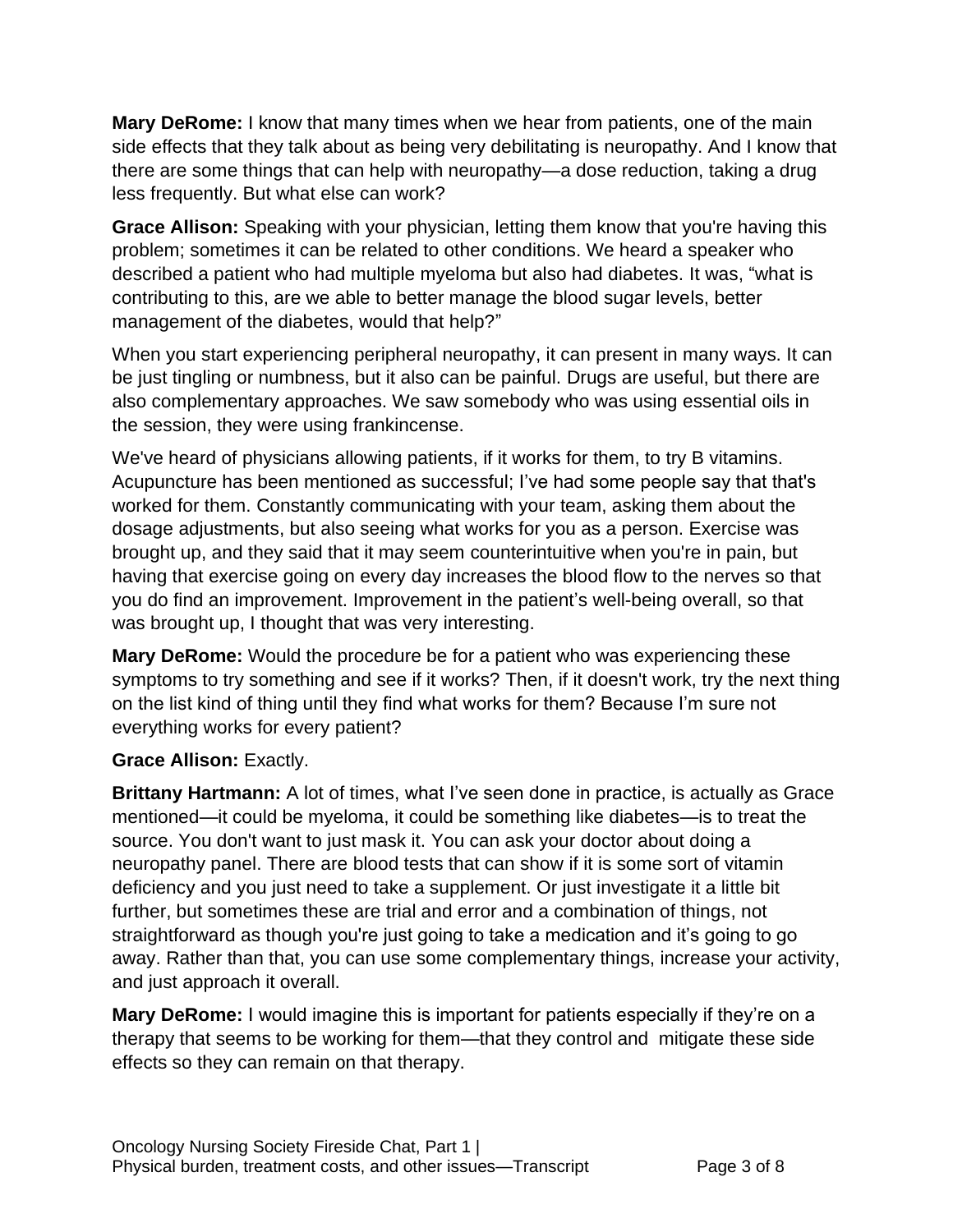**Mary DeRome:** I know that many times when we hear from patients, one of the main side effects that they talk about as being very debilitating is neuropathy. And I know that there are some things that can help with neuropathy—a dose reduction, taking a drug less frequently. But what else can work?

**Grace Allison:** Speaking with your physician, letting them know that you're having this problem; sometimes it can be related to other conditions. We heard a speaker who described a patient who had multiple myeloma but also had diabetes. It was, "what is contributing to this, are we able to better manage the blood sugar levels, better management of the diabetes, would that help?"

When you start experiencing peripheral neuropathy, it can present in many ways. It can be just tingling or numbness, but it also can be painful. Drugs are useful, but there are also complementary approaches. We saw somebody who was using essential oils in the session, they were using frankincense.

We've heard of physicians allowing patients, if it works for them, to try B vitamins. Acupuncture has been mentioned as successful; I've had some people say that that's worked for them. Constantly communicating with your team, asking them about the dosage adjustments, but also seeing what works for you as a person. Exercise was brought up, and they said that it may seem counterintuitive when you're in pain, but having that exercise going on every day increases the blood flow to the nerves so that you do find an improvement. Improvement in the patient's well-being overall, so that was brought up, I thought that was very interesting.

**Mary DeRome:** Would the procedure be for a patient who was experiencing these symptoms to try something and see if it works? Then, if it doesn't work, try the next thing on the list kind of thing until they find what works for them? Because I'm sure not everything works for every patient?

**Grace Allison:** Exactly.

**Brittany Hartmann:** A lot of times, what I've seen done in practice, is actually as Grace mentioned—it could be myeloma, it could be something like diabetes—is to treat the source. You don't want to just mask it. You can ask your doctor about doing a neuropathy panel. There are blood tests that can show if it is some sort of vitamin deficiency and you just need to take a supplement. Or just investigate it a little bit further, but sometimes these are trial and error and a combination of things, not straightforward as though you're just going to take a medication and it's going to go away. Rather than that, you can use some complementary things, increase your activity, and just approach it overall.

**Mary DeRome:** I would imagine this is important for patients especially if they're on a therapy that seems to be working for them—that they control and mitigate these side effects so they can remain on that therapy.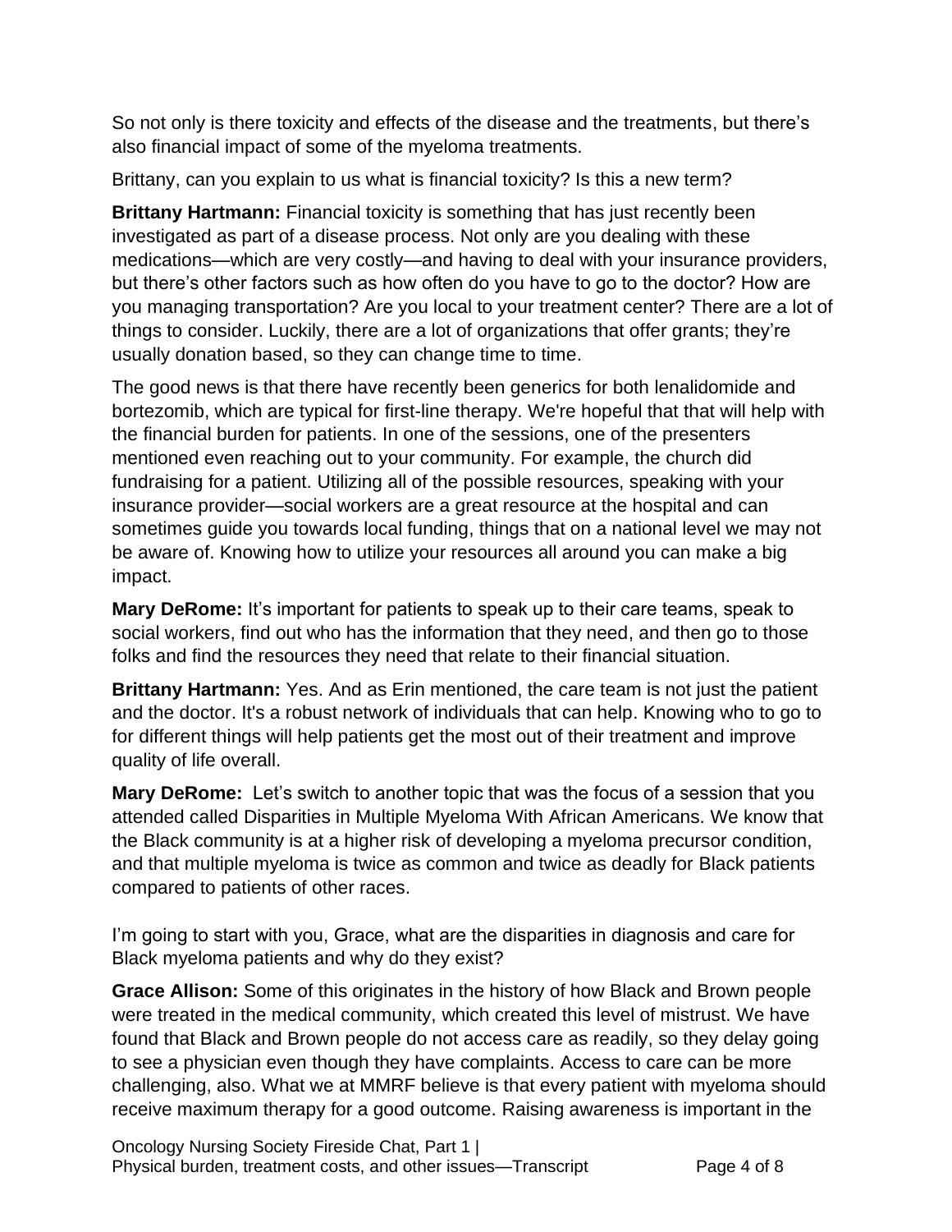So not only is there toxicity and effects of the disease and the treatments, but there's also financial impact of some of the myeloma treatments.

Brittany, can you explain to us what is financial toxicity? Is this a new term?

**Brittany Hartmann:** Financial toxicity is something that has just recently been investigated as part of a disease process. Not only are you dealing with these medications—which are very costly—and having to deal with your insurance providers, but there's other factors such as how often do you have to go to the doctor? How are you managing transportation? Are you local to your treatment center? There are a lot of things to consider. Luckily, there are a lot of organizations that offer grants; they're usually donation based, so they can change time to time.

The good news is that there have recently been generics for both lenalidomide and bortezomib, which are typical for first-line therapy. We're hopeful that that will help with the financial burden for patients. In one of the sessions, one of the presenters mentioned even reaching out to your community. For example, the church did fundraising for a patient. Utilizing all of the possible resources, speaking with your insurance provider—social workers are a great resource at the hospital and can sometimes guide you towards local funding, things that on a national level we may not be aware of. Knowing how to utilize your resources all around you can make a big impact.

**Mary DeRome:** It's important for patients to speak up to their care teams, speak to social workers, find out who has the information that they need, and then go to those folks and find the resources they need that relate to their financial situation.

**Brittany Hartmann:** Yes. And as Erin mentioned, the care team is not just the patient and the doctor. It's a robust network of individuals that can help. Knowing who to go to for different things will help patients get the most out of their treatment and improve quality of life overall.

**Mary DeRome:** Let's switch to another topic that was the focus of a session that you attended called Disparities in Multiple Myeloma With African Americans. We know that the Black community is at a higher risk of developing a myeloma precursor condition, and that multiple myeloma is twice as common and twice as deadly for Black patients compared to patients of other races.

I'm going to start with you, Grace, what are the disparities in diagnosis and care for Black myeloma patients and why do they exist?

**Grace Allison:** Some of this originates in the history of how Black and Brown people were treated in the medical community, which created this level of mistrust. We have found that Black and Brown people do not access care as readily, so they delay going to see a physician even though they have complaints. Access to care can be more challenging, also. What we at MMRF believe is that every patient with myeloma should receive maximum therapy for a good outcome. Raising awareness is important in the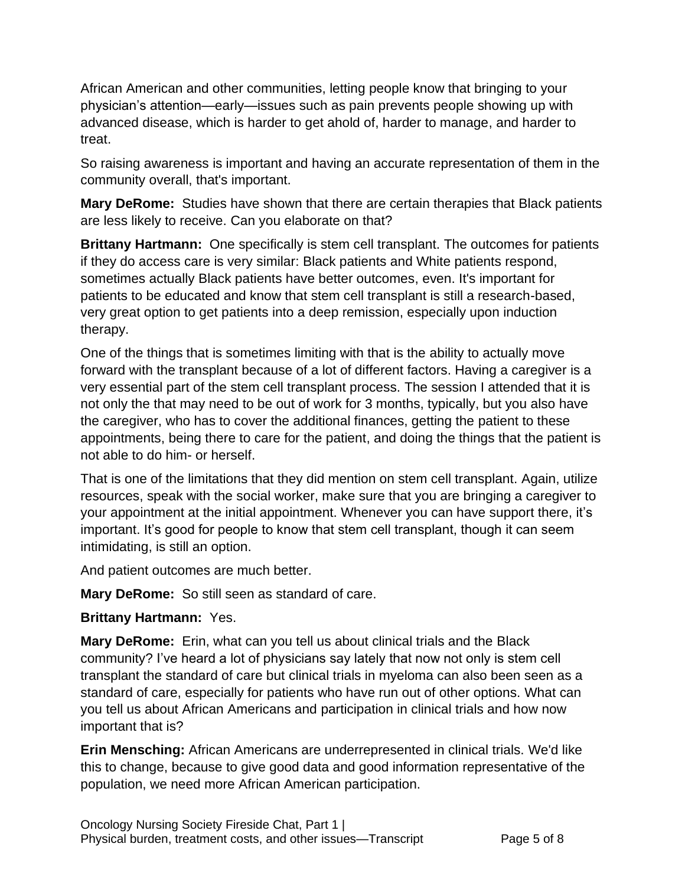African American and other communities, letting people know that bringing to your physician's attention—early—issues such as pain prevents people showing up with advanced disease, which is harder to get ahold of, harder to manage, and harder to treat.

So raising awareness is important and having an accurate representation of them in the community overall, that's important.

**Mary DeRome:** Studies have shown that there are certain therapies that Black patients are less likely to receive. Can you elaborate on that?

**Brittany Hartmann:** One specifically is stem cell transplant. The outcomes for patients if they do access care is very similar: Black patients and White patients respond, sometimes actually Black patients have better outcomes, even. It's important for patients to be educated and know that stem cell transplant is still a research-based, very great option to get patients into a deep remission, especially upon induction therapy.

One of the things that is sometimes limiting with that is the ability to actually move forward with the transplant because of a lot of different factors. Having a caregiver is a very essential part of the stem cell transplant process. The session I attended that it is not only the that may need to be out of work for 3 months, typically, but you also have the caregiver, who has to cover the additional finances, getting the patient to these appointments, being there to care for the patient, and doing the things that the patient is not able to do him- or herself.

That is one of the limitations that they did mention on stem cell transplant. Again, utilize resources, speak with the social worker, make sure that you are bringing a caregiver to your appointment at the initial appointment. Whenever you can have support there, it's important. It's good for people to know that stem cell transplant, though it can seem intimidating, is still an option.

And patient outcomes are much better.

**Mary DeRome:** So still seen as standard of care.

**Brittany Hartmann:** Yes.

**Mary DeRome:** Erin, what can you tell us about clinical trials and the Black community? I've heard a lot of physicians say lately that now not only is stem cell transplant the standard of care but clinical trials in myeloma can also been seen as a standard of care, especially for patients who have run out of other options. What can you tell us about African Americans and participation in clinical trials and how now important that is?

**Erin Mensching:** African Americans are underrepresented in clinical trials. We'd like this to change, because to give good data and good information representative of the population, we need more African American participation.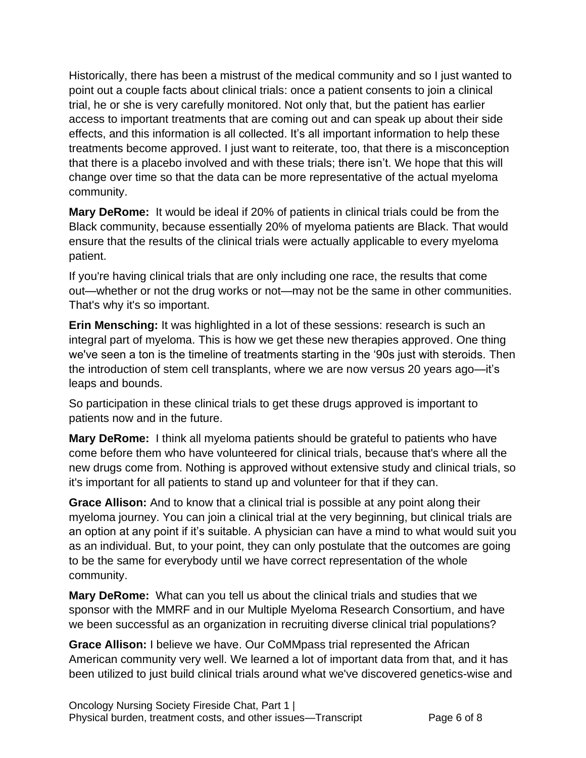Historically, there has been a mistrust of the medical community and so I just wanted to point out a couple facts about clinical trials: once a patient consents to join a clinical trial, he or she is very carefully monitored. Not only that, but the patient has earlier access to important treatments that are coming out and can speak up about their side effects, and this information is all collected. It's all important information to help these treatments become approved. I just want to reiterate, too, that there is a misconception that there is a placebo involved and with these trials; there isn't. We hope that this will change over time so that the data can be more representative of the actual myeloma community.

**Mary DeRome:** It would be ideal if 20% of patients in clinical trials could be from the Black community, because essentially 20% of myeloma patients are Black. That would ensure that the results of the clinical trials were actually applicable to every myeloma patient.

If you're having clinical trials that are only including one race, the results that come out—whether or not the drug works or not—may not be the same in other communities. That's why it's so important.

**Erin Mensching:** It was highlighted in a lot of these sessions: research is such an integral part of myeloma. This is how we get these new therapies approved. One thing we've seen a ton is the timeline of treatments starting in the '90s just with steroids. Then the introduction of stem cell transplants, where we are now versus 20 years ago—it's leaps and bounds.

So participation in these clinical trials to get these drugs approved is important to patients now and in the future.

**Mary DeRome:** I think all myeloma patients should be grateful to patients who have come before them who have volunteered for clinical trials, because that's where all the new drugs come from. Nothing is approved without extensive study and clinical trials, so it's important for all patients to stand up and volunteer for that if they can.

**Grace Allison:** And to know that a clinical trial is possible at any point along their myeloma journey. You can join a clinical trial at the very beginning, but clinical trials are an option at any point if it's suitable. A physician can have a mind to what would suit you as an individual. But, to your point, they can only postulate that the outcomes are going to be the same for everybody until we have correct representation of the whole community.

**Mary DeRome:** What can you tell us about the clinical trials and studies that we sponsor with the MMRF and in our Multiple Myeloma Research Consortium, and have we been successful as an organization in recruiting diverse clinical trial populations?

**Grace Allison:** I believe we have. Our CoMMpass trial represented the African American community very well. We learned a lot of important data from that, and it has been utilized to just build clinical trials around what we've discovered genetics-wise and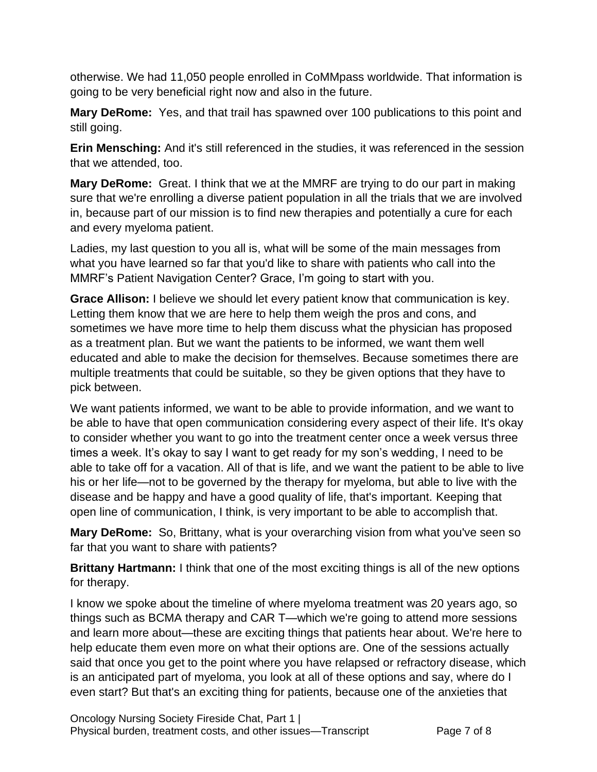otherwise. We had 11,050 people enrolled in CoMMpass worldwide. That information is going to be very beneficial right now and also in the future.

**Mary DeRome:** Yes, and that trail has spawned over 100 publications to this point and still going.

**Erin Mensching:** And it's still referenced in the studies, it was referenced in the session that we attended, too.

**Mary DeRome:** Great. I think that we at the MMRF are trying to do our part in making sure that we're enrolling a diverse patient population in all the trials that we are involved in, because part of our mission is to find new therapies and potentially a cure for each and every myeloma patient.

Ladies, my last question to you all is, what will be some of the main messages from what you have learned so far that you'd like to share with patients who call into the MMRF's Patient Navigation Center? Grace, I'm going to start with you.

**Grace Allison:** I believe we should let every patient know that communication is key. Letting them know that we are here to help them weigh the pros and cons, and sometimes we have more time to help them discuss what the physician has proposed as a treatment plan. But we want the patients to be informed, we want them well educated and able to make the decision for themselves. Because sometimes there are multiple treatments that could be suitable, so they be given options that they have to pick between.

We want patients informed, we want to be able to provide information, and we want to be able to have that open communication considering every aspect of their life. It's okay to consider whether you want to go into the treatment center once a week versus three times a week. It's okay to say I want to get ready for my son's wedding, I need to be able to take off for a vacation. All of that is life, and we want the patient to be able to live his or her life—not to be governed by the therapy for myeloma, but able to live with the disease and be happy and have a good quality of life, that's important. Keeping that open line of communication, I think, is very important to be able to accomplish that.

**Mary DeRome:** So, Brittany, what is your overarching vision from what you've seen so far that you want to share with patients?

**Brittany Hartmann:** I think that one of the most exciting things is all of the new options for therapy.

I know we spoke about the timeline of where myeloma treatment was 20 years ago, so things such as BCMA therapy and CAR T—which we're going to attend more sessions and learn more about—these are exciting things that patients hear about. We're here to help educate them even more on what their options are. One of the sessions actually said that once you get to the point where you have relapsed or refractory disease, which is an anticipated part of myeloma, you look at all of these options and say, where do I even start? But that's an exciting thing for patients, because one of the anxieties that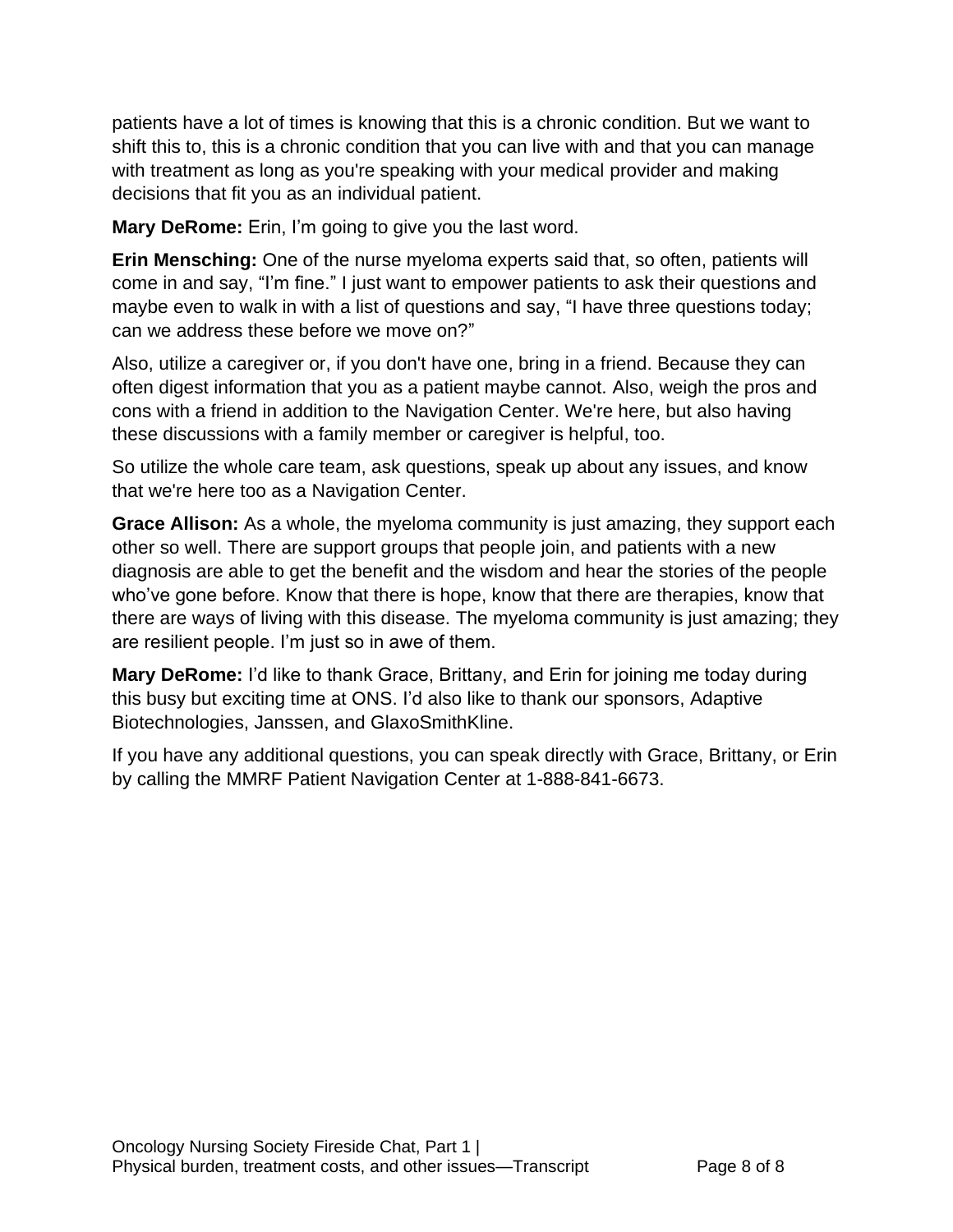patients have a lot of times is knowing that this is a chronic condition. But we want to shift this to, this is a chronic condition that you can live with and that you can manage with treatment as long as you're speaking with your medical provider and making decisions that fit you as an individual patient.

**Mary DeRome:** Erin, I'm going to give you the last word.

**Erin Mensching:** One of the nurse myeloma experts said that, so often, patients will come in and say, "I'm fine." I just want to empower patients to ask their questions and maybe even to walk in with a list of questions and say, "I have three questions today; can we address these before we move on?"

Also, utilize a caregiver or, if you don't have one, bring in a friend. Because they can often digest information that you as a patient maybe cannot. Also, weigh the pros and cons with a friend in addition to the Navigation Center. We're here, but also having these discussions with a family member or caregiver is helpful, too.

So utilize the whole care team, ask questions, speak up about any issues, and know that we're here too as a Navigation Center.

**Grace Allison:** As a whole, the myeloma community is just amazing, they support each other so well. There are support groups that people join, and patients with a new diagnosis are able to get the benefit and the wisdom and hear the stories of the people who've gone before. Know that there is hope, know that there are therapies, know that there are ways of living with this disease. The myeloma community is just amazing; they are resilient people. I'm just so in awe of them.

**Mary DeRome:** I'd like to thank Grace, Brittany, and Erin for joining me today during this busy but exciting time at ONS. I'd also like to thank our sponsors, Adaptive Biotechnologies, Janssen, and GlaxoSmithKline.

If you have any additional questions, you can speak directly with Grace, Brittany, or Erin by calling the MMRF Patient Navigation Center at 1-888-841-6673.